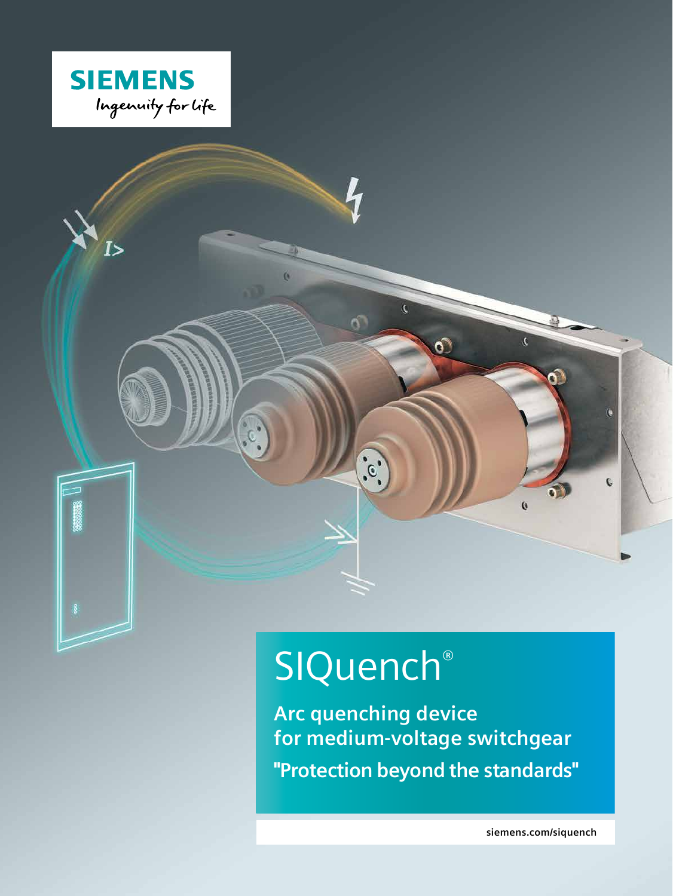SIEMENS

Ingenuity for life

# SIQuench®

**Arc quenching device for medium-voltage switchgear**

**"Protection beyond the standards"**

siemens.com/siquench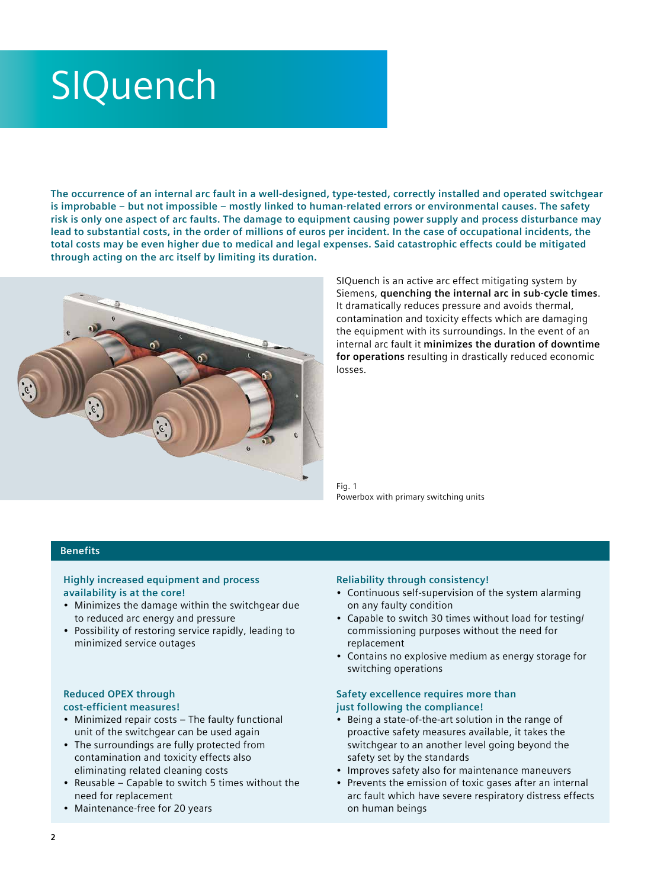# SIQuench

**The occurrence of an internal arc fault in a well-designed, type-tested, correctly installed and operated switchgear is improbable – but not impossible – mostly linked to human-related errors or environmental causes. The safety risk is only one aspect of arc faults. The damage to equipment causing power supply and process disturbance may lead to substantial costs, in the order of millions of euros per incident. In the case of occupational incidents, the total costs may be even higher due to medical and legal expenses. Said catastrophic effects could be mitigated through acting on the arc itself by limiting its duration.**

SIQuench is an active arc effect mitigating system by Siemens, **quenching the internal arc in sub-cycle times**. It dramatically reduces pressure and avoids thermal, contamination and toxicity effects which are damaging the equipment with its surroundings. In the event of an internal arc fault it **minimizes the duration of downtime for operations** resulting in drastically reduced economic losses.

Fig. 1
Powerbox with primary switching units

## Benefits

### Highly increased equipment and process availability is at the core!

- Minimizes the damage within the switchgear due to reduced arc energy and pressure
- Possibility of restoring service rapidly, leading to minimized service outages

### Reduced OPEX through cost-efficient measures!

- Minimized repair costs – The faulty functional unit of the switchgear can be used again
- The surroundings are fully protected from contamination and toxicity effects also eliminating related cleaning costs
- Reusable – Capable to switch 5 times without the need for replacement
- Maintenance-free for 20 years

### Reliability through consistency!

- Continuous self-supervision of the system alarming on any faulty condition
- Capable to switch 30 times without load for testing/commissioning purposes without the need for replacement
- Contains no explosive medium as energy storage for switching operations

### Safety excellence requires more than just following the compliance!

- Being a state-of-the-art solution in the range of proactive safety measures available, it takes the switchgear to an another level going beyond the safety set by the standards
- Improves safety also for maintenance maneuvers
- Prevents the emission of toxic gases after an internal arc fault which have severe respiratory distress effects on human beings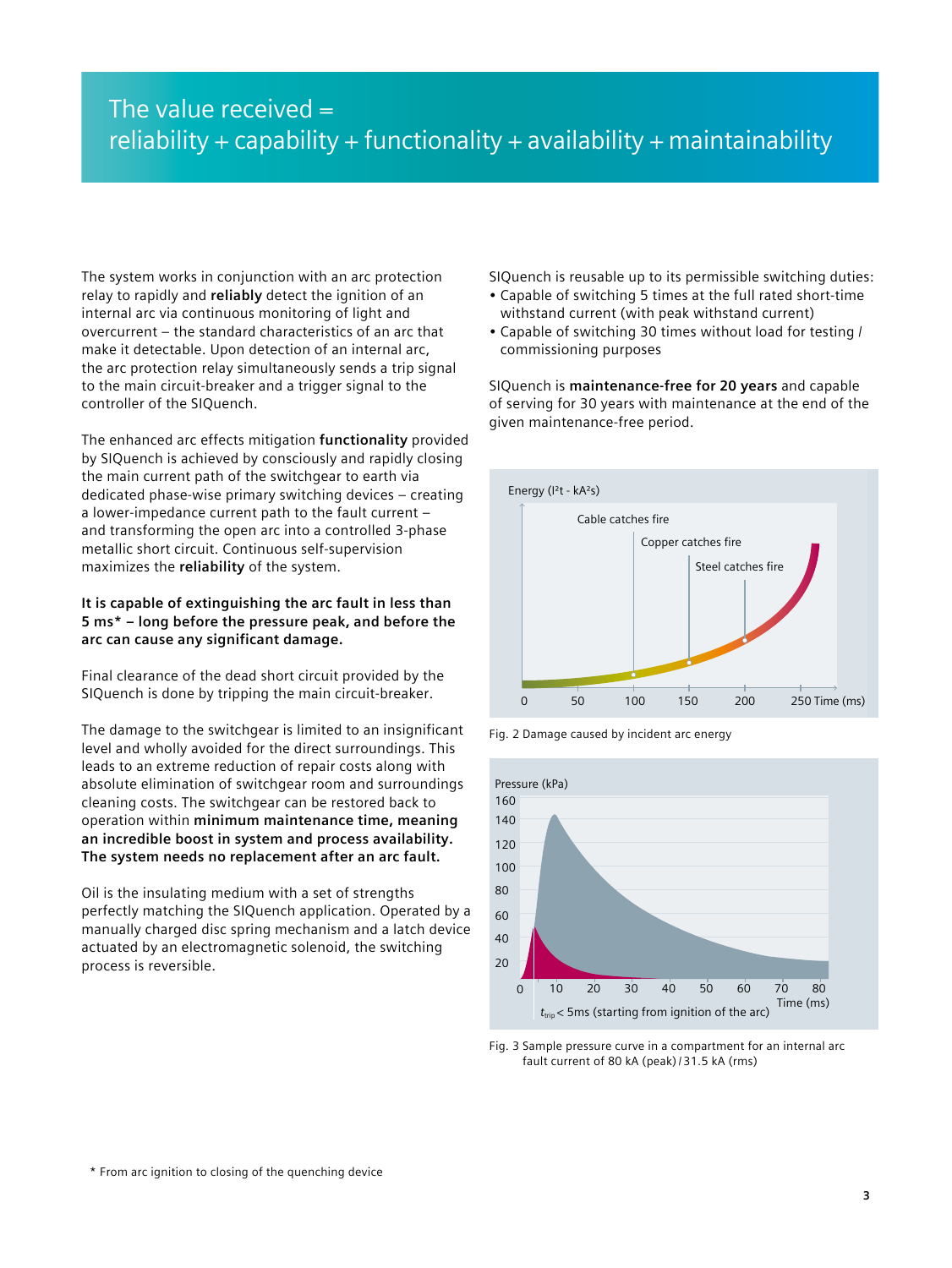# The value received = reliability + capability + functionality + availability + maintainability

The system works in conjunction with an arc protection relay to rapidly and **reliably** detect the ignition of an internal arc via continuous monitoring of light and overcurrent – the standard characteristics of an arc that make it detectable. Upon detection of an internal arc, the arc protection relay simultaneously sends a trip signal to the main circuit-breaker and a trigger signal to the controller of the SIQuench.

The enhanced arc effects mitigation **functionality** provided by SIQuench is achieved by consciously and rapidly closing the main current path of the switchgear to earth via dedicated phase-wise primary switching devices – creating a lower-impedance current path to the fault current – and transforming the open arc into a controlled 3-phase metallic short circuit. Continuous self-supervision maximizes the **reliability** of the system.

**It is capable of extinguishing the arc fault in less than 5 ms* – long before the pressure peak, and before the arc can cause any significant damage.**

Final clearance of the dead short circuit provided by the SIQuench is done by tripping the main circuit-breaker.

The damage to the switchgear is limited to an insignificant level and wholly avoided for the direct surroundings. This leads to an extreme reduction of repair costs along with absolute elimination of switchgear room and surroundings cleaning costs. The switchgear can be restored back to operation within **minimum maintenance time, meaning an incredible boost in system and process availability. The system needs no replacement after an arc fault.**

Oil is the insulating medium with a set of strengths perfectly matching the SIQuench application. Operated by a manually charged disc spring mechanism and a latch device actuated by an electromagnetic solenoid, the switching process is reversible.

SIQuench is reusable up to its permissible switching duties:

- Capable of switching 5 times at the full rated short-time withstand current (with peak withstand current)
- Capable of switching 30 times without load for testing / commissioning purposes

SIQuench is **maintenance-free for 20 years** and capable of serving for 30 years with maintenance at the end of the given maintenance-free period.

Fig. 2 Damage caused by incident arc energy

Fig. 3 Sample pressure curve in a compartment for an internal arc fault current of 80 kA (peak) / 31.5 kA (rms)

\* From arc ignition to closing of the quenching device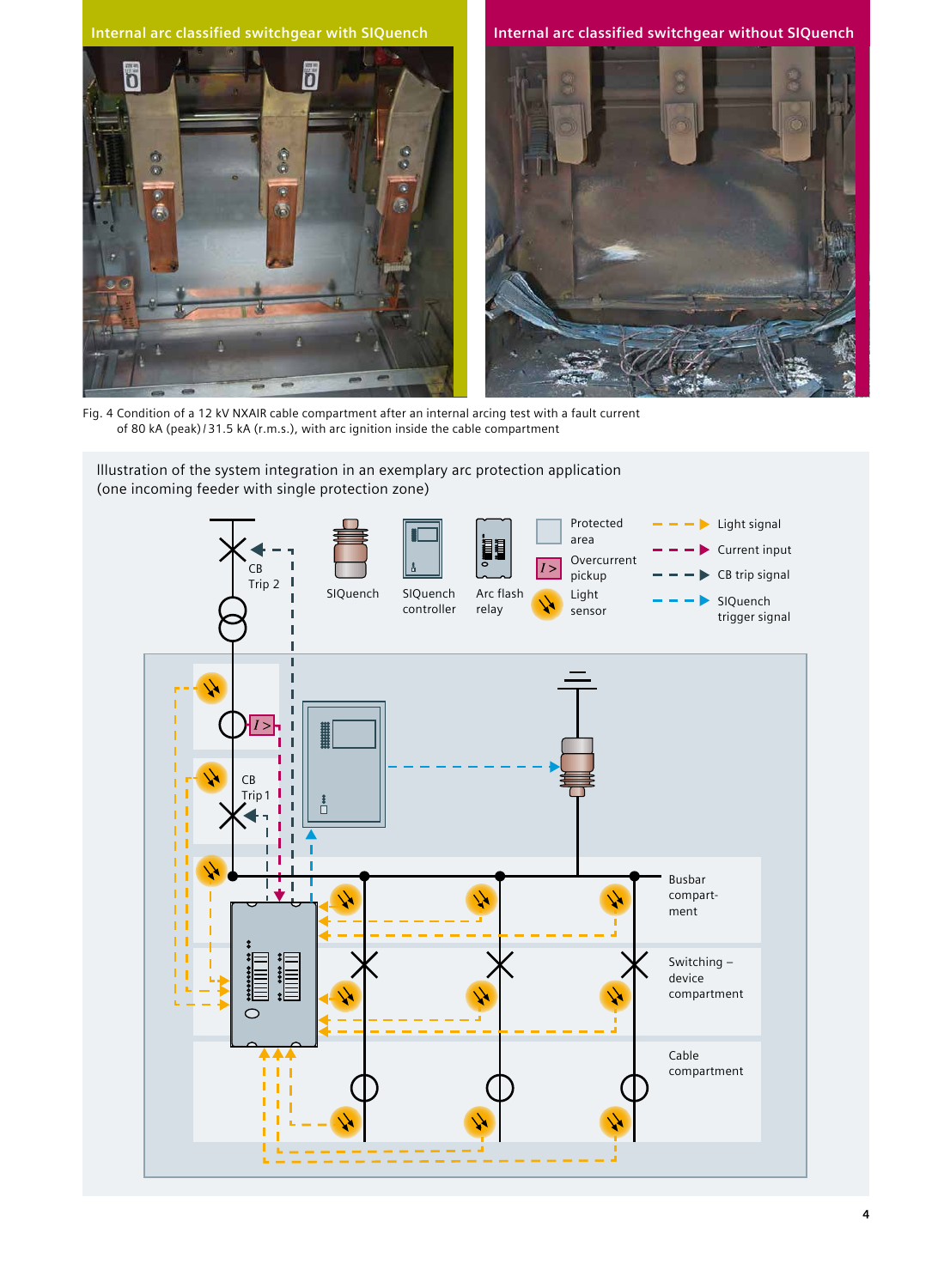Internal arc classified switchgear with SIQuench

Internal arc classified switchgear without SIQuench

Fig. 4 Condition of a 12 kV NXAIR cable compartment after an internal arcing test with a fault current of 80 kA (peak) / 31.5 kA (r.m.s.), with arc ignition inside the cable compartment

Illustration of the system integration in an exemplary arc protection application (one incoming feeder with single protection zone)

SIQuench

SIQuench controller

Arc flash relay

Protected area

Overcurrent pickup

Light sensor

Light signal

Current input

CB trip signal

SIQuench trigger signal

CB Trip 2

CB Trip 1

Busbar compartment

Switching – device compartment

Cable compartment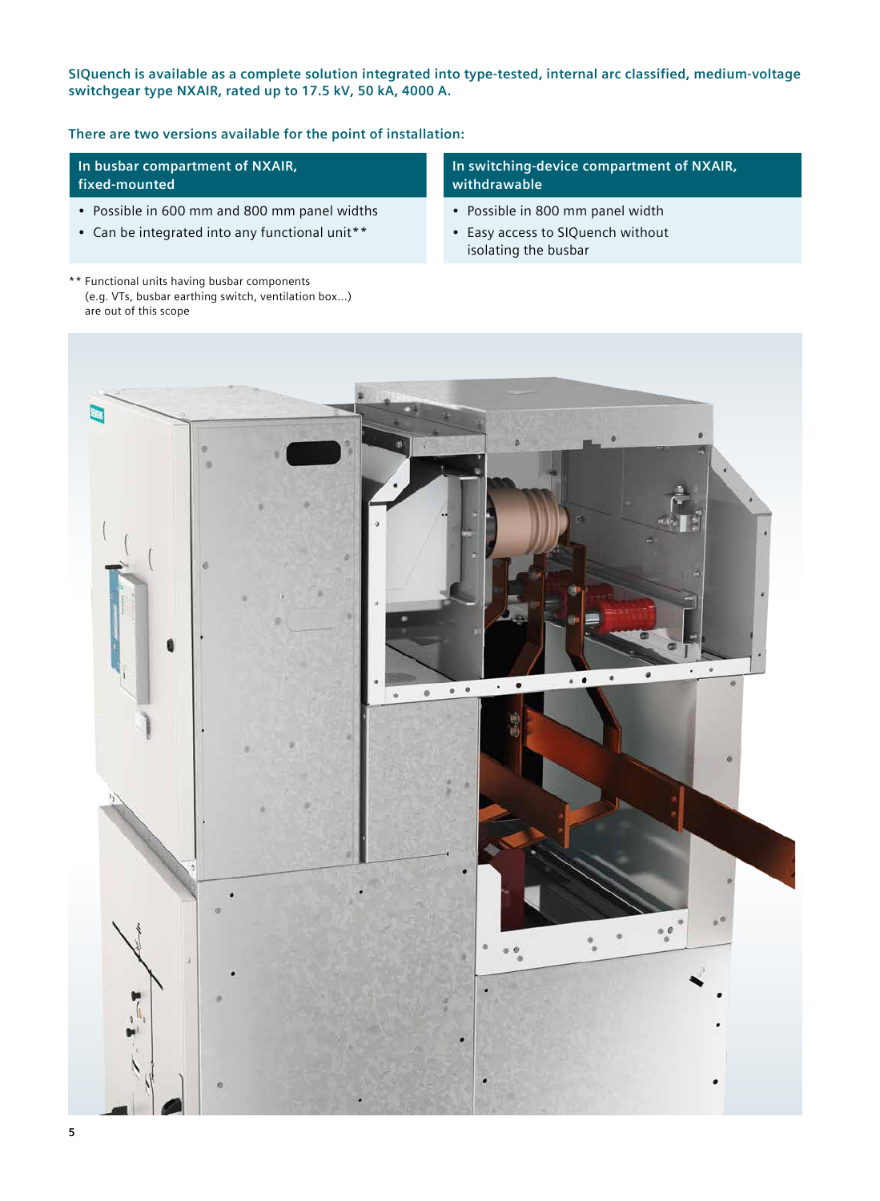**SIQuench is available as a complete solution integrated into type-tested, internal arc classified, medium-voltage switchgear type NXAIR, rated up to 17.5 kV, 50 kA, 4000 A.**

**There are two versions available for the point of installation:**

| In busbar compartment of NXAIR, fixed-mounted | In switching-device compartment of NXAIR, withdrawable |
|---|---|
| • Possible in 600 mm and 800 mm panel widths<br>• Can be integrated into any functional unit** | • Possible in 800 mm panel width<br>• Easy access to SIQuench without isolating the busbar |

** Functional units having busbar components (e.g. VTs, busbar earthing switch, ventilation box...) are out of this scope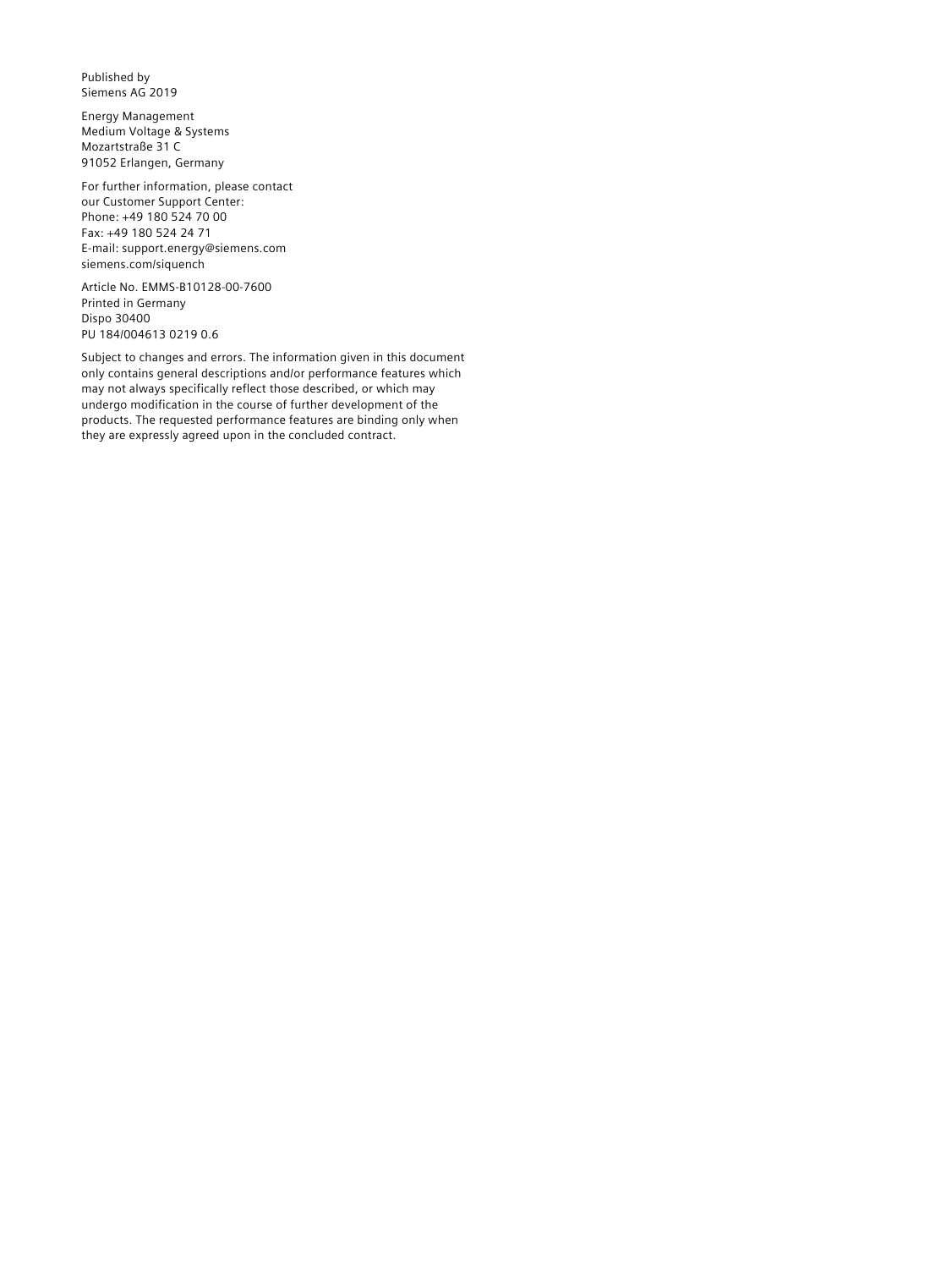Published by
Siemens AG 2019

Energy Management
Medium Voltage & Systems
Mozartstraße 31 C
91052 Erlangen, Germany

For further information, please contact
our Customer Support Center:
Phone: +49 180 524 70 00
Fax: +49 180 524 24 71
E-mail: support.energy@siemens.com
siemens.com/siquench

Article No. EMMS-B10128-00-7600
Printed in Germany
Dispo 30400
PU 184/004613 0219 0.6

Subject to changes and errors. The information given in this document only contains general descriptions and/or performance features which may not always specifically reflect those described, or which may undergo modification in the course of further development of the products. The requested performance features are binding only when they are expressly agreed upon in the concluded contract.